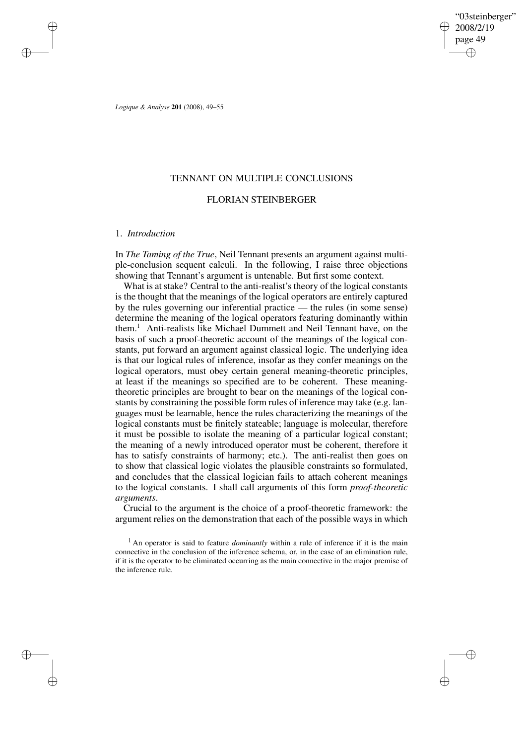# TENNANT ON MULTIPLE CONCLUSIONS

## FLORIAN STEINBERGER

### 1. *Introduction*

In *The Taming of the True*, Neil Tennant presents an argument against multiple-conclusion sequent calculi. In the following, I raise three objections showing that Tennant's argument is untenable. But first some context.

What is at stake? Central to the anti-realist's theory of the logical constants is the thought that the meanings of the logical operators are entirely captured by the rules governing our inferential practice — the rules (in some sense) determine the meaning of the logical operators featuring dominantly within them.[1] Anti-realists like Michael Dummett and Neil Tennant have, on the basis of such a proof-theoretic account of the meanings of the logical constants, put forward an argument against classical logic. The underlying idea is that our logical rules of inference, insofar as they confer meanings on the logical operators, must obey certain general meaning-theoretic principles, at least if the meanings so specified are to be coherent. These meaning-theoretic principles are brought to bear on the meanings of the logical constants by constraining the possible form rules of inference may take (e.g. languages must be learnable, hence the rules characterizing the meanings of the logical constants must be finitely stateable; language is molecular, therefore it must be possible to isolate the meaning of a particular logical constant; the meaning of a newly introduced operator must be coherent, therefore it has to satisfy constraints of harmony; etc.). The anti-realist then goes on to show that classical logic violates the plausible constraints so formulated, and concludes that the classical logician fails to attach coherent meanings to the logical constants. I shall call arguments of this form *proof-theoretic arguments*.

Crucial to the argument is the choice of a proof-theoretic framework: the argument relies on the demonstration that each of the possible ways in which

[1] An operator is said to feature *dominantly* within a rule of inference if it is the main connective in the conclusion of the inference schema, or, in the case of an elimination rule, if it is the operator to be eliminated occurring as the main connective in the major premise of the inference rule.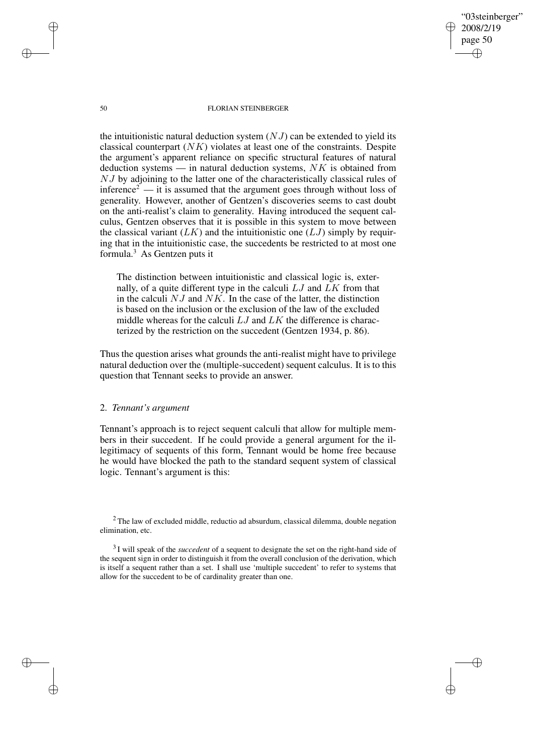the intuitionistic natural deduction system ($NJ$) can be extended to yield its classical counterpart ($NK$) violates at least one of the constraints. Despite the argument's apparent reliance on specific structural features of natural deduction systems — in natural deduction systems, $NK$ is obtained from $NJ$ by adjoining to the latter one of the characteristically classical rules of inference[2] — it is assumed that the argument goes through without loss of generality. However, another of Gentzen's discoveries seems to cast doubt on the anti-realist's claim to generality. Having introduced the sequent calculus, Gentzen observes that it is possible in this system to move between the classical variant ($LK$) and the intuitionistic one ($LJ$) simply by requiring that in the intuitionistic case, the succedents be restricted to at most one formula.[3] As Gentzen puts it

> The distinction between intuitionistic and classical logic is, externally, of a quite different type in the calculi $LJ$ and $LK$ from that in the calculi $NJ$ and $NK$. In the case of the latter, the distinction is based on the inclusion or the exclusion of the law of the excluded middle whereas for the calculi $LJ$ and $LK$ the difference is characterized by the restriction on the succedent (Gentzen 1934, p. 86).

Thus the question arises what grounds the anti-realist might have to privilege natural deduction over the (multiple-succedent) sequent calculus. It is to this question that Tennant seeks to provide an answer.

## 2. *Tennant's argument*

Tennant's approach is to reject sequent calculi that allow for multiple members in their succedent. If he could provide a general argument for the illegitimacy of sequents of this form, Tennant would be home free because he would have blocked the path to the standard sequent system of classical logic. Tennant's argument is this:

[2] The law of excluded middle, reductio ad absurdum, classical dilemma, double negation elimination, etc.

[3] I will speak of the *succedent* of a sequent to designate the set on the right-hand side of the sequent sign in order to distinguish it from the overall conclusion of the derivation, which is itself a sequent rather than a set. I shall use 'multiple succedent' to refer to systems that allow for the succedent to be of cardinality greater than one.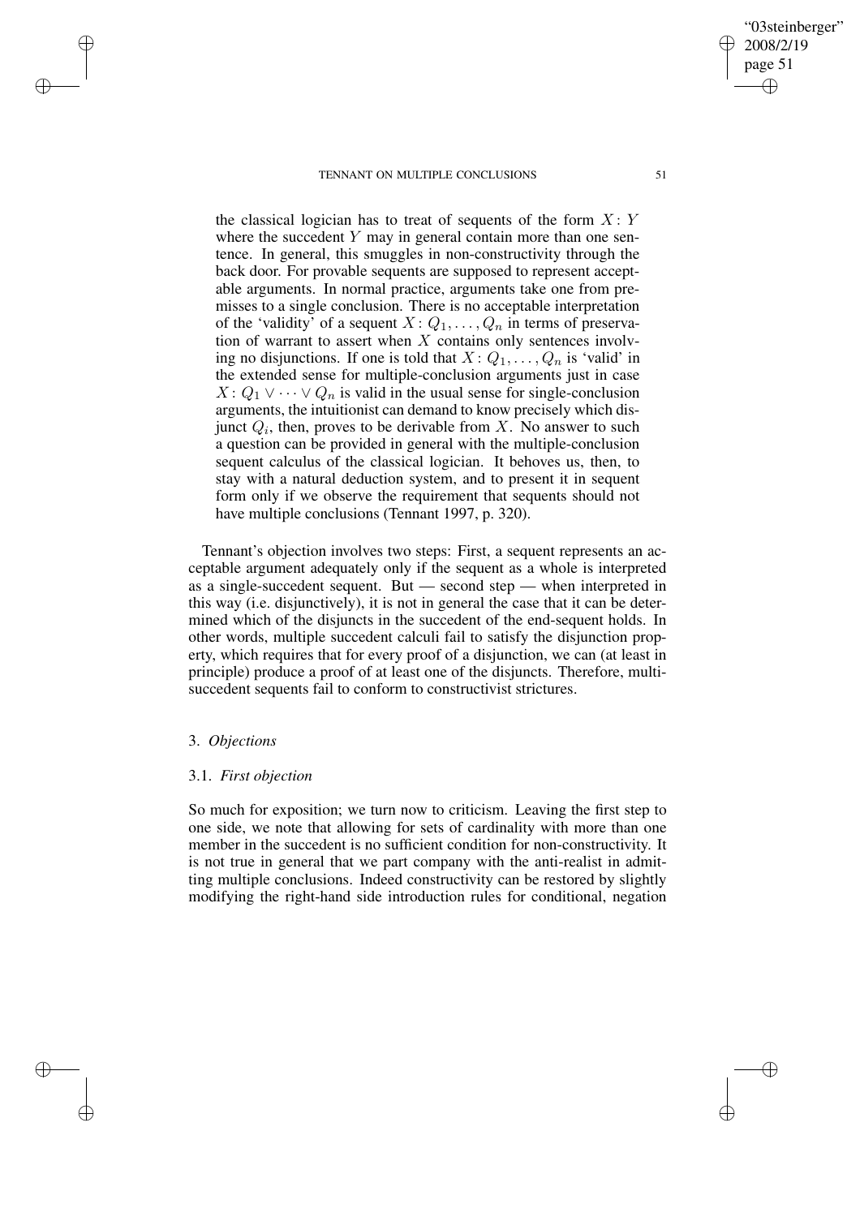> the classical logician has to treat of sequents of the form $X: Y$ where the succedent $Y$ may in general contain more than one sentence. In general, this smuggles in non-constructivity through the back door. For provable sequents are supposed to represent acceptable arguments. In normal practice, arguments take one from premisses to a single conclusion. There is no acceptable interpretation of the 'validity' of a sequent $X: Q_1, \ldots, Q_n$ in terms of preservation of warrant to assert when $X$ contains only sentences involving no disjunctions. If one is told that $X: Q_1, \ldots, Q_n$ is 'valid' in the extended sense for multiple-conclusion arguments just in case $X: Q_1 \vee \cdots \vee Q_n$ is valid in the usual sense for single-conclusion arguments, the intuitionist can demand to know precisely which disjunct $Q_i$, then, proves to be derivable from $X$. No answer to such a question can be provided in general with the multiple-conclusion sequent calculus of the classical logician. It behoves us, then, to stay with a natural deduction system, and to present it in sequent form only if we observe the requirement that sequents should not have multiple conclusions (Tennant 1997, p. 320).

Tennant's objection involves two steps: First, a sequent represents an acceptable argument adequately only if the sequent as a whole is interpreted as a single-succedent sequent. But — second step — when interpreted in this way (i.e. disjunctively), it is not in general the case that it can be determined which of the disjuncts in the succedent of the end-sequent holds. In other words, multiple succedent calculi fail to satisfy the disjunction property, which requires that for every proof of a disjunction, we can (at least in principle) produce a proof of at least one of the disjuncts. Therefore, multi-succedent sequents fail to conform to constructivist strictures.

## 3. *Objections*

### 3.1. *First objection*

So much for exposition; we turn now to criticism. Leaving the first step to one side, we note that allowing for sets of cardinality with more than one member in the succedent is no sufficient condition for non-constructivity. It is not true in general that we part company with the anti-realist in admitting multiple conclusions. Indeed constructivity can be restored by slightly modifying the right-hand side introduction rules for conditional, negation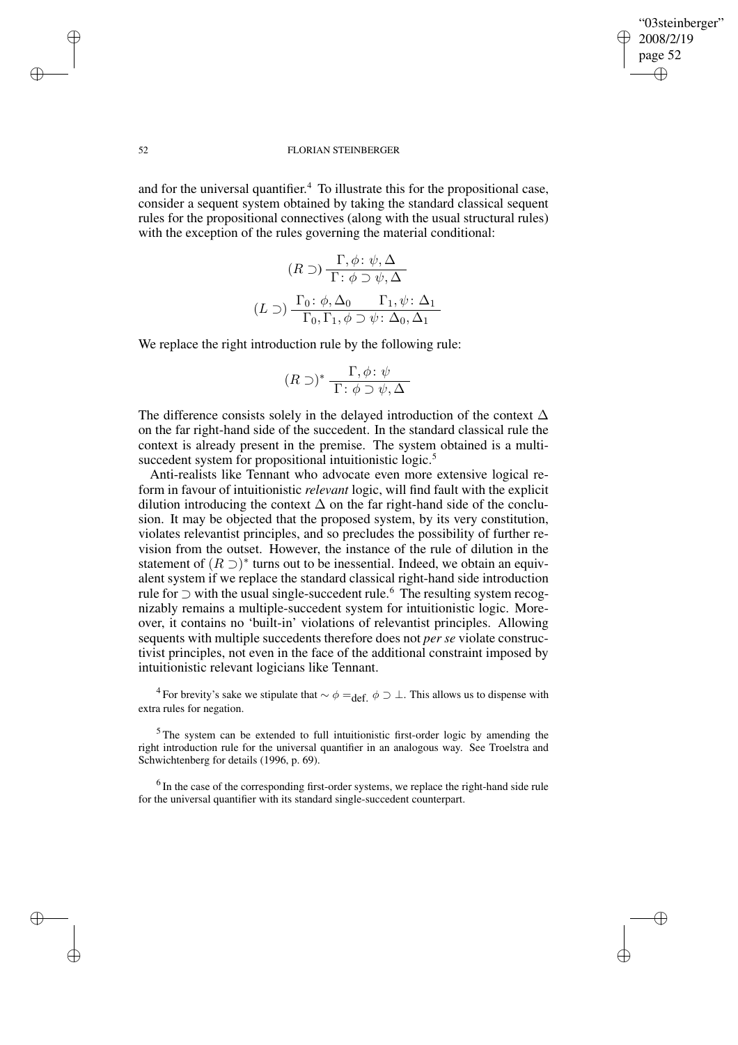and for the universal quantifier.[4] To illustrate this for the propositional case, consider a sequent system obtained by taking the standard classical sequent rules for the propositional connectives (along with the usual structural rules) with the exception of the rules governing the material conditional:

$$(R \supset) \, \frac{\Gamma, \phi \colon \psi, \Delta}{\Gamma \colon \phi \supset \psi, \Delta}$$

$$(L \supset) \, \frac{\Gamma_0 \colon \phi, \Delta_0 \qquad \Gamma_1, \psi \colon \Delta_1}{\Gamma_0, \Gamma_1, \phi \supset \psi \colon \Delta_0, \Delta_1}$$

We replace the right introduction rule by the following rule:

$$(R \supset)^* \, \frac{\Gamma, \phi \colon \psi}{\Gamma \colon \phi \supset \psi, \Delta}$$

The difference consists solely in the delayed introduction of the context $\Delta$ on the far right-hand side of the succedent. In the standard classical rule the context is already present in the premise. The system obtained is a multi-succedent system for propositional intuitionistic logic.[5]

Anti-realists like Tennant who advocate even more extensive logical reform in favour of intuitionistic *relevant* logic, will find fault with the explicit dilution introducing the context $\Delta$ on the far right-hand side of the conclusion. It may be objected that the proposed system, by its very constitution, violates relevantist principles, and so precludes the possibility of further revision from the outset. However, the instance of the rule of dilution in the statement of $(R \supset)^*$ turns out to be inessential. Indeed, we obtain an equivalent system if we replace the standard classical right-hand side introduction rule for $\supset$ with the usual single-succedent rule.[6] The resulting system recognizably remains a multiple-succedent system for intuitionistic logic. Moreover, it contains no 'built-in' violations of relevantist principles. Allowing sequents with multiple succedents therefore does not *per se* violate constructivist principles, not even in the face of the additional constraint imposed by intuitionistic relevant logicians like Tennant.

[4] For brevity's sake we stipulate that $\sim \phi =_{\text{def.}} \phi \supset \bot$. This allows us to dispense with extra rules for negation.

[5] The system can be extended to full intuitionistic first-order logic by amending the right introduction rule for the universal quantifier in an analogous way. See Troelstra and Schwichtenberg for details (1996, p. 69).

[6] In the case of the corresponding first-order systems, we replace the right-hand side rule for the universal quantifier with its standard single-succedent counterpart.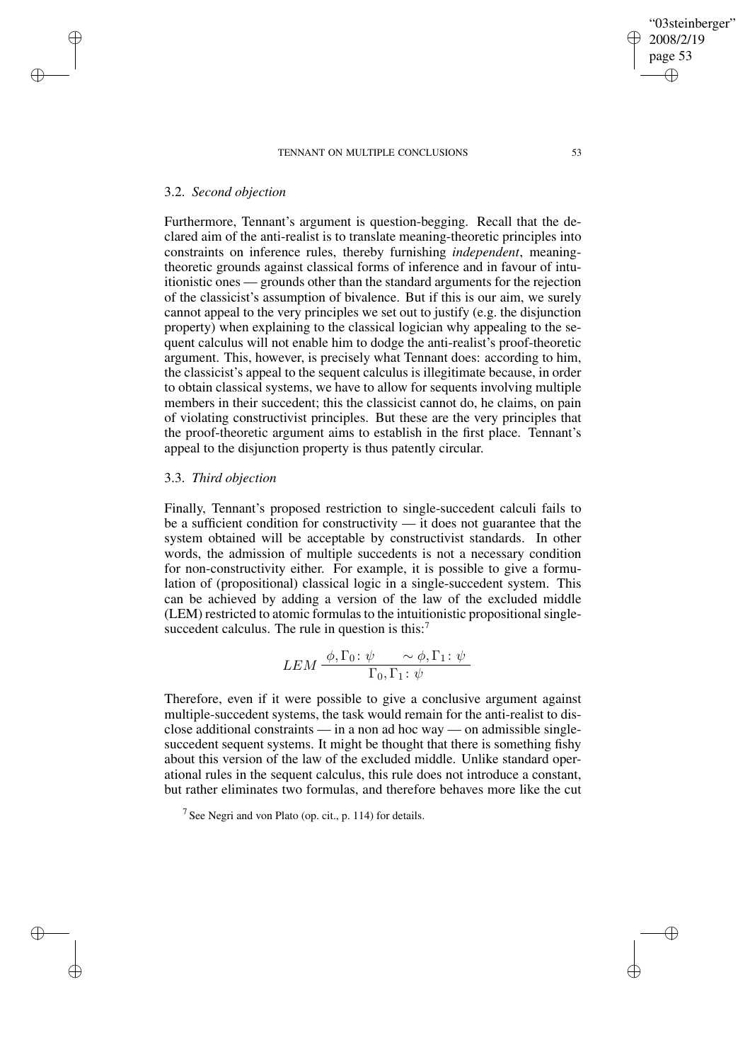### 3.2. *Second objection*

Furthermore, Tennant's argument is question-begging. Recall that the declared aim of the anti-realist is to translate meaning-theoretic principles into constraints on inference rules, thereby furnishing *independent*, meaning-theoretic grounds against classical forms of inference and in favour of intuitionistic ones — grounds other than the standard arguments for the rejection of the classicist's assumption of bivalence. But if this is our aim, we surely cannot appeal to the very principles we set out to justify (e.g. the disjunction property) when explaining to the classical logician why appealing to the sequent calculus will not enable him to dodge the anti-realist's proof-theoretic argument. This, however, is precisely what Tennant does: according to him, the classicist's appeal to the sequent calculus is illegitimate because, in order to obtain classical systems, we have to allow for sequents involving multiple members in their succedent; this the classicist cannot do, he claims, on pain of violating constructivist principles. But these are the very principles that the proof-theoretic argument aims to establish in the first place. Tennant's appeal to the disjunction property is thus patently circular.

### 3.3. *Third objection*

Finally, Tennant's proposed restriction to single-succedent calculi fails to be a sufficient condition for constructivity — it does not guarantee that the system obtained will be acceptable by constructivist standards. In other words, the admission of multiple succedents is not a necessary condition for non-constructivity either. For example, it is possible to give a formulation of (propositional) classical logic in a single-succedent system. This can be achieved by adding a version of the law of the excluded middle (LEM) restricted to atomic formulas to the intuitionistic propositional single-succedent calculus. The rule in question is this:[7]

$$LEM \, \frac{\phi, \Gamma_0 \colon \psi \qquad \sim \phi, \Gamma_1 \colon \psi}{\Gamma_0, \Gamma_1 \colon \psi}$$

Therefore, even if it were possible to give a conclusive argument against multiple-succedent systems, the task would remain for the anti-realist to disclose additional constraints — in a non ad hoc way — on admissible single-succedent sequent systems. It might be thought that there is something fishy about this version of the law of the excluded middle. Unlike standard operational rules in the sequent calculus, this rule does not introduce a constant, but rather eliminates two formulas, and therefore behaves more like the cut

[7] See Negri and von Plato (op. cit., p. 114) for details.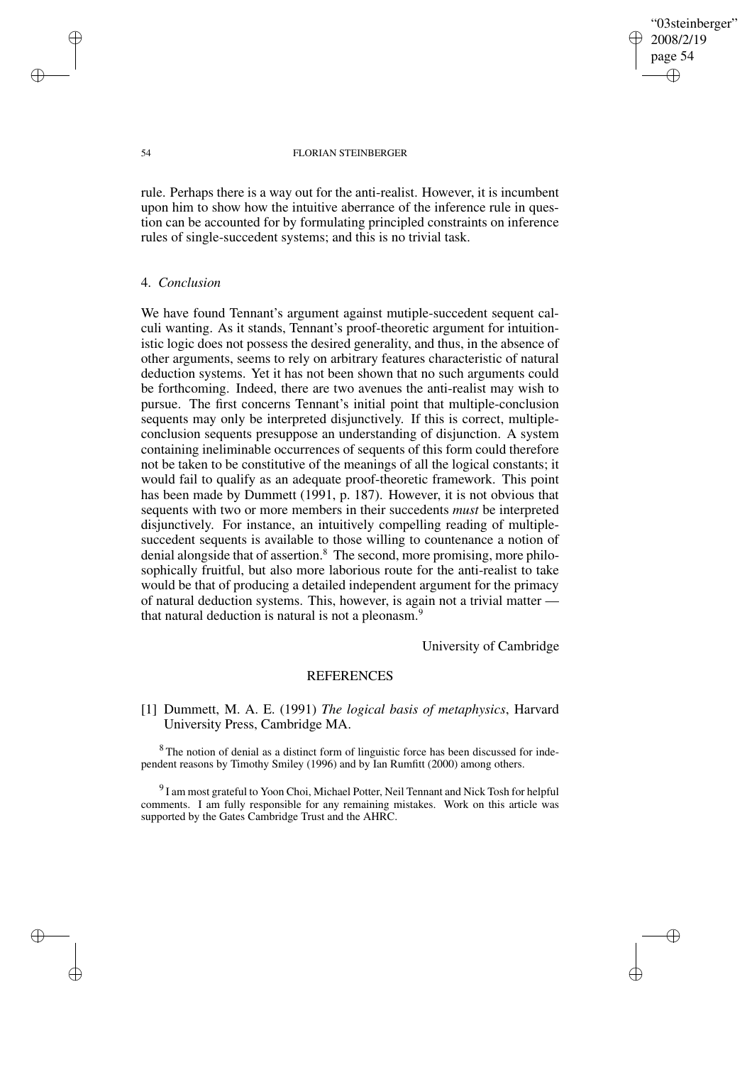rule. Perhaps there is a way out for the anti-realist. However, it is incumbent upon him to show how the intuitive aberrance of the inference rule in question can be accounted for by formulating principled constraints on inference rules of single-succedent systems; and this is no trivial task.

## 4. *Conclusion*

We have found Tennant's argument against mutiple-succedent sequent calculi wanting. As it stands, Tennant's proof-theoretic argument for intuitionistic logic does not possess the desired generality, and thus, in the absence of other arguments, seems to rely on arbitrary features characteristic of natural deduction systems. Yet it has not been shown that no such arguments could be forthcoming. Indeed, there are two avenues the anti-realist may wish to pursue. The first concerns Tennant's initial point that multiple-conclusion sequents may only be interpreted disjunctively. If this is correct, multiple-conclusion sequents presuppose an understanding of disjunction. A system containing ineliminable occurrences of sequents of this form could therefore not be taken to be constitutive of the meanings of all the logical constants; it would fail to qualify as an adequate proof-theoretic framework. This point has been made by Dummett (1991, p. 187). However, it is not obvious that sequents with two or more members in their succedents *must* be interpreted disjunctively. For instance, an intuitively compelling reading of multiple-succedent sequents is available to those willing to countenance a notion of denial alongside that of assertion.[8] The second, more promising, more philosophically fruitful, but also more laborious route for the anti-realist to take would be that of producing a detailed independent argument for the primacy of natural deduction systems. This, however, is again not a trivial matter — that natural deduction is natural is not a pleonasm.[9]

University of Cambridge

## REFERENCES

[1] Dummett, M. A. E. (1991) *The logical basis of metaphysics*, Harvard University Press, Cambridge MA.

[8] The notion of denial as a distinct form of linguistic force has been discussed for independent reasons by Timothy Smiley (1996) and by Ian Rumfitt (2000) among others.

[9] I am most grateful to Yoon Choi, Michael Potter, Neil Tennant and Nick Tosh for helpful comments. I am fully responsible for any remaining mistakes. Work on this article was supported by the Gates Cambridge Trust and the AHRC.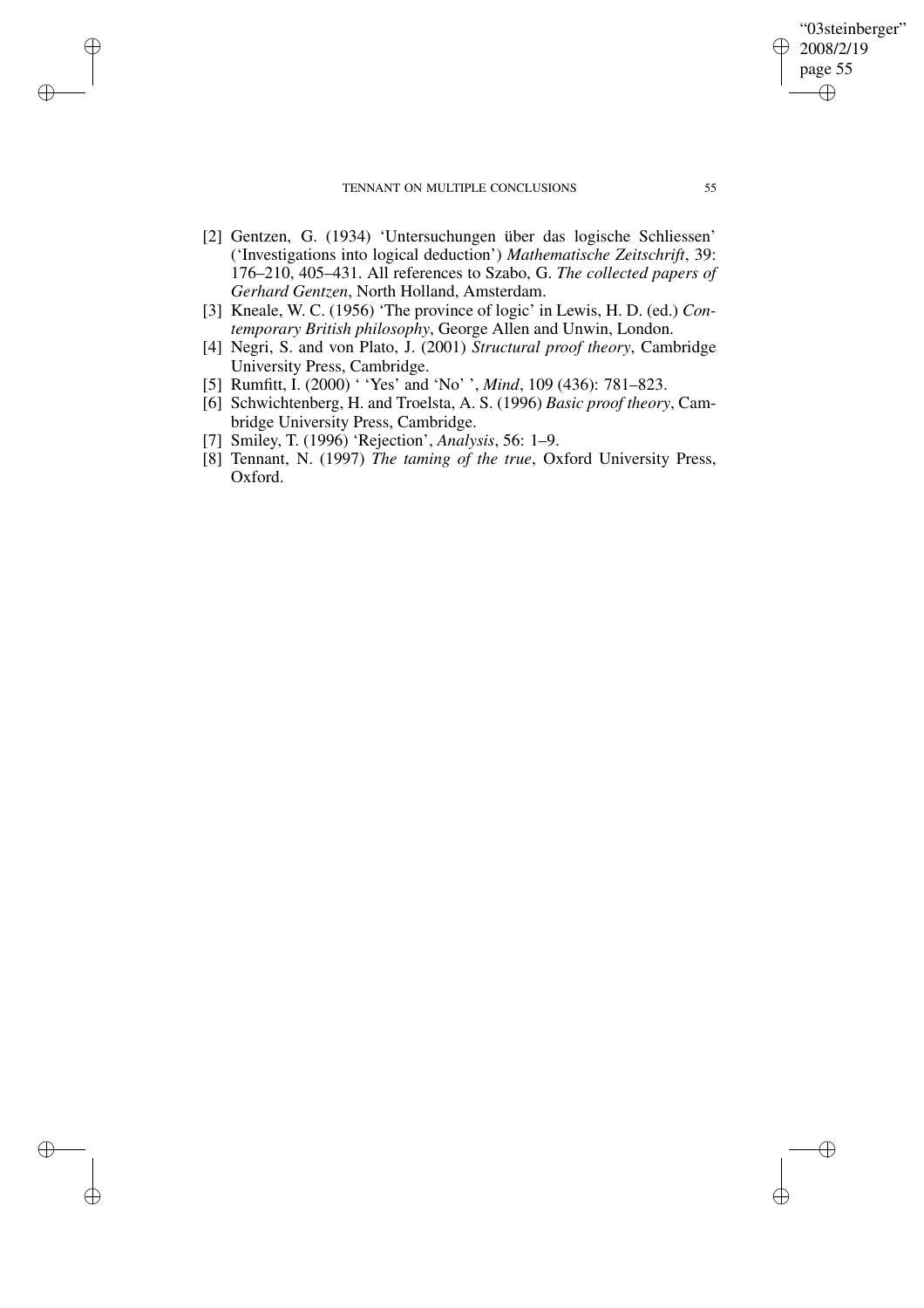[2] Gentzen, G. (1934) 'Untersuchungen über das logische Schliessen' ('Investigations into logical deduction') *Mathematische Zeitschrift*, 39: 176–210, 405–431. All references to Szabo, G. *The collected papers of Gerhard Gentzen*, North Holland, Amsterdam.

[3] Kneale, W. C. (1956) 'The province of logic' in Lewis, H. D. (ed.) *Contemporary British philosophy*, George Allen and Unwin, London.

[4] Negri, S. and von Plato, J. (2001) *Structural proof theory*, Cambridge University Press, Cambridge.

[5] Rumfitt, I. (2000) ' 'Yes' and 'No' ', *Mind*, 109 (436): 781–823.

[6] Schwichtenberg, H. and Troelsta, A. S. (1996) *Basic proof theory*, Cambridge University Press, Cambridge.

[7] Smiley, T. (1996) 'Rejection', *Analysis*, 56: 1–9.

[8] Tennant, N. (1997) *The taming of the true*, Oxford University Press, Oxford.